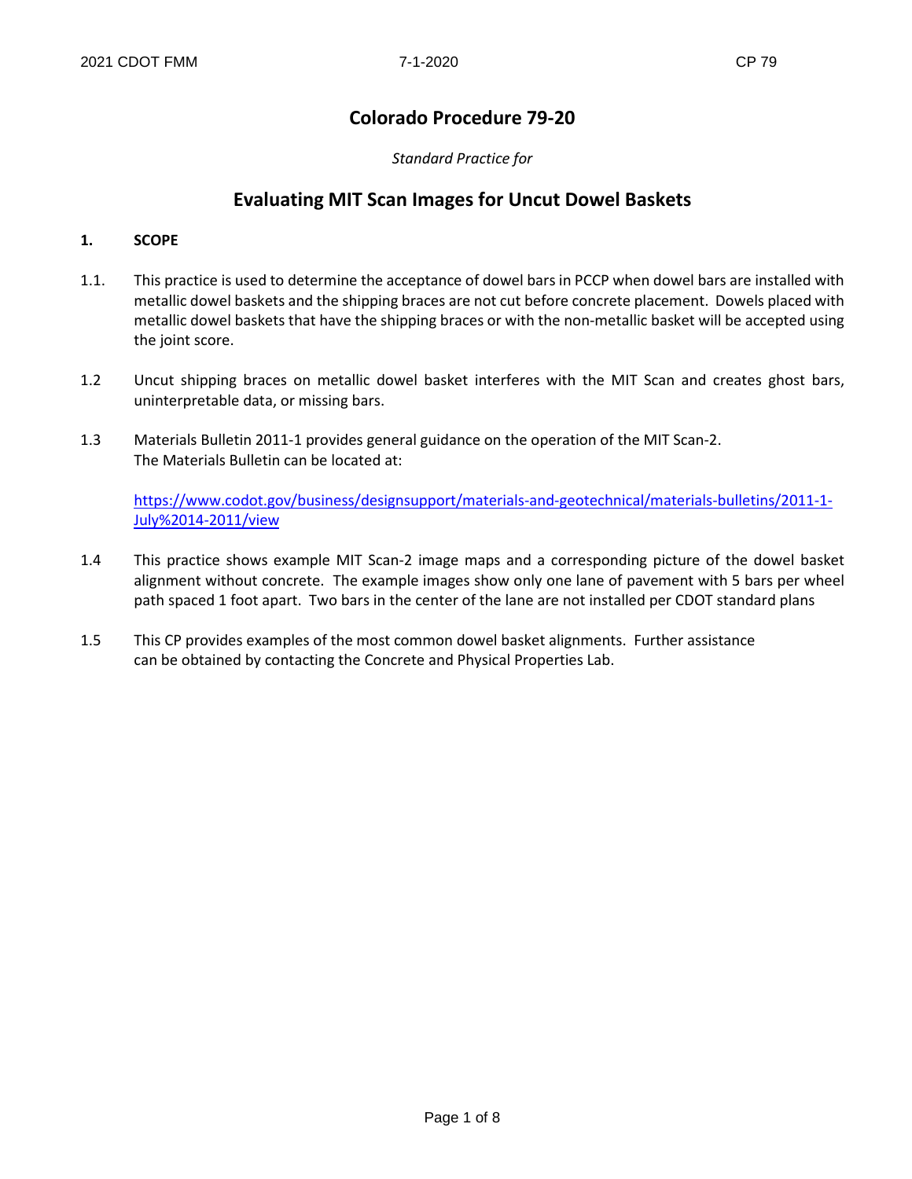# Colorado Procedure 79-20

*Standard Practice for*

## Evaluating MIT Scan Images for Uncut Dowel Baskets

### 1. SCOPE

1.1. This practice is used to determine the acceptance of dowel bars in PCCP when dowel bars are installed with metallic dowel baskets and the shipping braces are not cut before concrete placement. Dowels placed with metallic dowel baskets that have the shipping braces or with the non-metallic basket will be accepted using the joint score.

1.2 Uncut shipping braces on metallic dowel basket interferes with the MIT Scan and creates ghost bars, uninterpretable data, or missing bars.

1.3 Materials Bulletin 2011-1 provides general guidance on the operation of the MIT Scan-2. The Materials Bulletin can be located at:

[https://www.codot.gov/business/designsupport/materials-and-geotechnical/materials-bulletins/2011-1-July%2014-2011/view](https://www.codot.gov/business/designsupport/materials-and-geotechnical/materials-bulletins/2011-1-July%2014-2011/view)

1.4 This practice shows example MIT Scan-2 image maps and a corresponding picture of the dowel basket alignment without concrete. The example images show only one lane of pavement with 5 bars per wheel path spaced 1 foot apart. Two bars in the center of the lane are not installed per CDOT standard plans

1.5 This CP provides examples of the most common dowel basket alignments. Further assistance can be obtained by contacting the Concrete and Physical Properties Lab.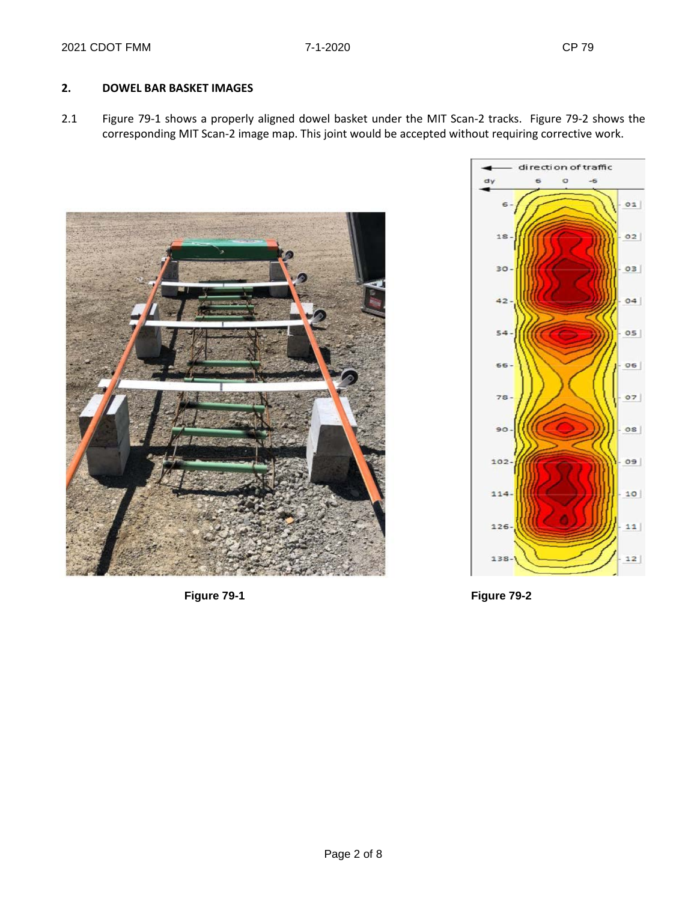## 2. DOWEL BAR BASKET IMAGES

2.1 Figure 79-1 shows a properly aligned dowel basket under the MIT Scan-2 tracks. Figure 79-2 shows the corresponding MIT Scan-2 image map. This joint would be accepted without requiring corrective work.

**Figure 79-1**

**Figure 79-2**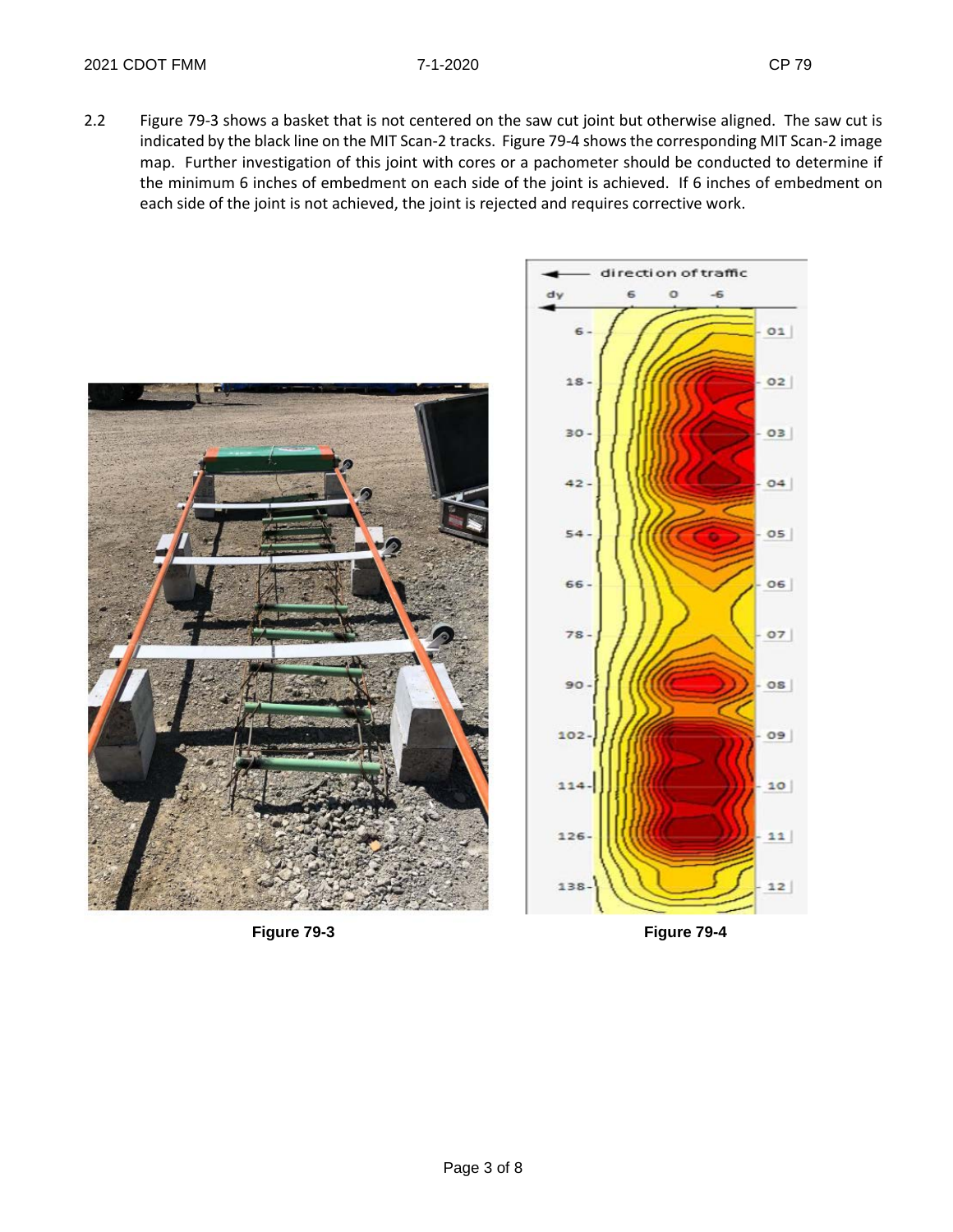2.2 Figure 79-3 shows a basket that is not centered on the saw cut joint but otherwise aligned. The saw cut is indicated by the black line on the MIT Scan-2 tracks. Figure 79-4 shows the corresponding MIT Scan-2 image map. Further investigation of this joint with cores or a pachometer should be conducted to determine if the minimum 6 inches of embedment on each side of the joint is achieved. If 6 inches of embedment on each side of the joint is not achieved, the joint is rejected and requires corrective work.

**Figure 79-3**

**Figure 79-4**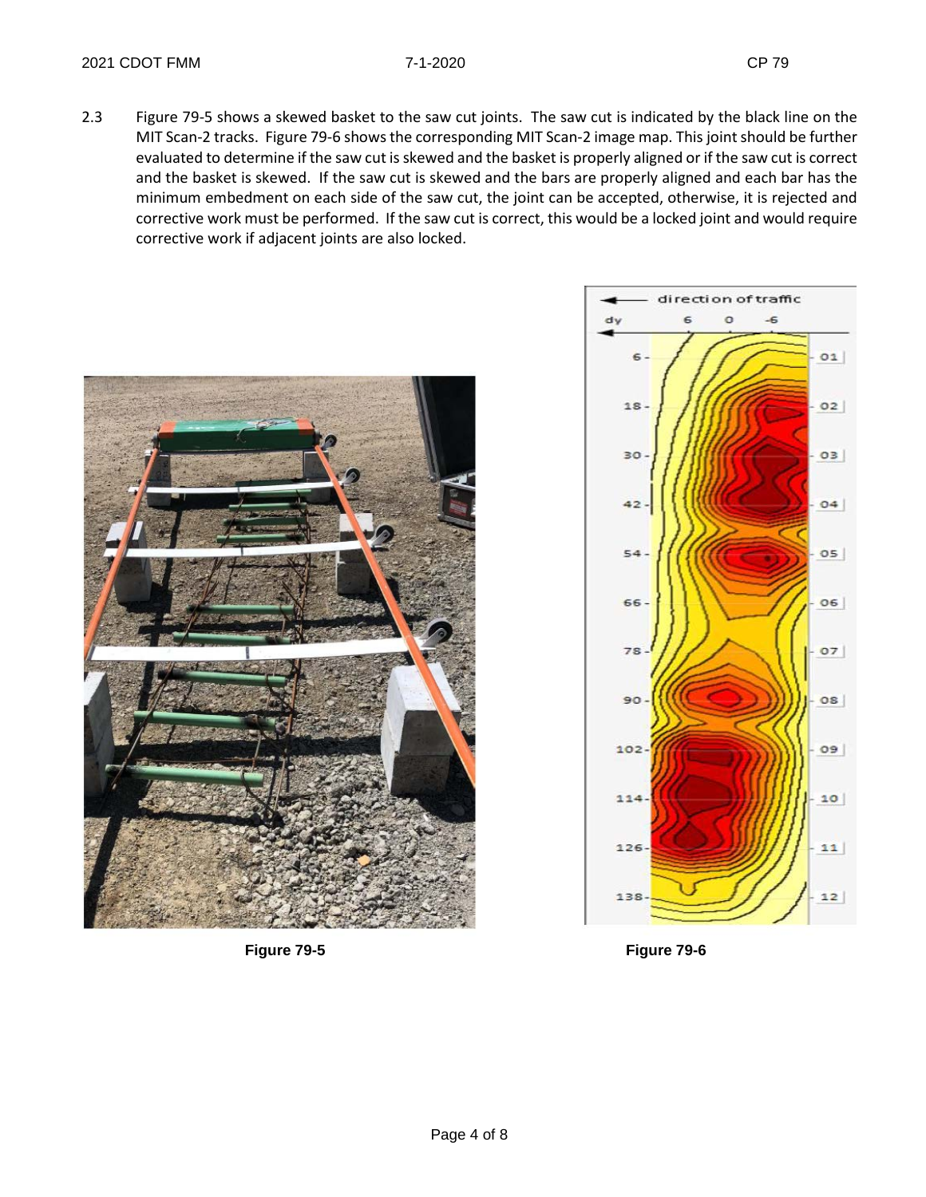2.3 Figure 79-5 shows a skewed basket to the saw cut joints. The saw cut is indicated by the black line on the MIT Scan-2 tracks. Figure 79-6 shows the corresponding MIT Scan-2 image map. This joint should be further evaluated to determine if the saw cut is skewed and the basket is properly aligned or if the saw cut is correct and the basket is skewed. If the saw cut is skewed and the bars are properly aligned and each bar has the minimum embedment on each side of the saw cut, the joint can be accepted, otherwise, it is rejected and corrective work must be performed. If the saw cut is correct, this would be a locked joint and would require corrective work if adjacent joints are also locked.

**Figure 79-5**

**Figure 79-6**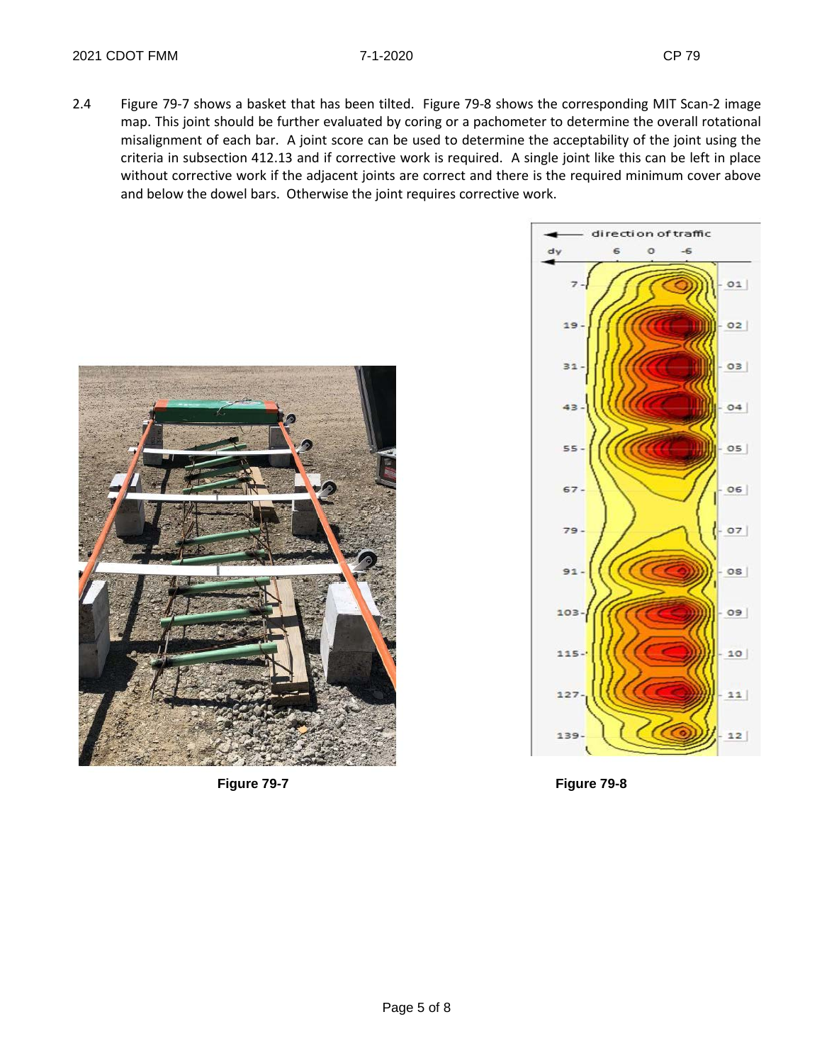2.4 Figure 79-7 shows a basket that has been tilted. Figure 79-8 shows the corresponding MIT Scan-2 image map. This joint should be further evaluated by coring or a pachometer to determine the overall rotational misalignment of each bar. A joint score can be used to determine the acceptability of the joint using the criteria in subsection 412.13 and if corrective work is required. A single joint like this can be left in place without corrective work if the adjacent joints are correct and there is the required minimum cover above and below the dowel bars. Otherwise the joint requires corrective work.

Figure 79-7

Figure 79-8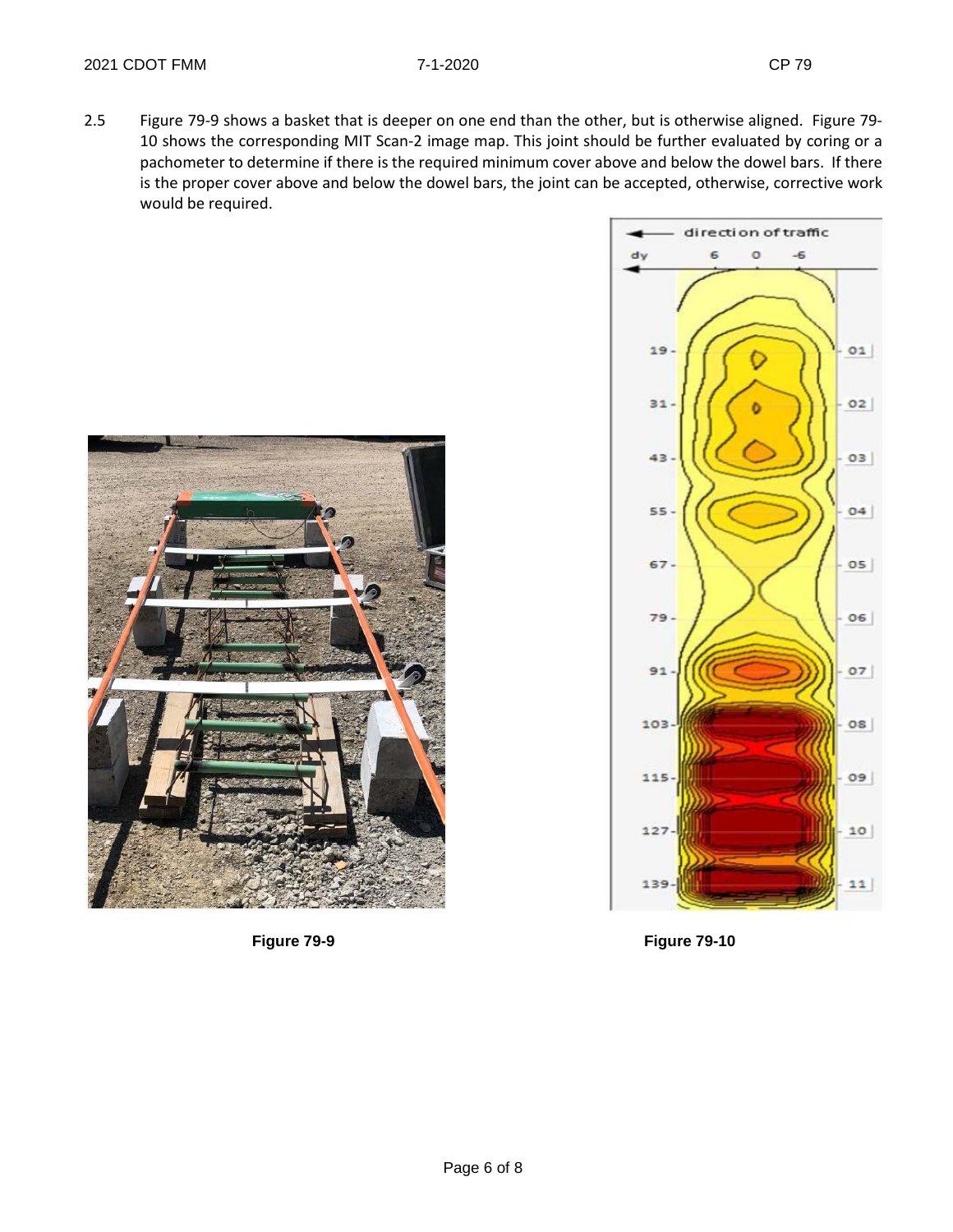2.5 Figure 79-9 shows a basket that is deeper on one end than the other, but is otherwise aligned. Figure 79-10 shows the corresponding MIT Scan-2 image map. This joint should be further evaluated by coring or a pachometer to determine if there is the required minimum cover above and below the dowel bars. If there is the proper cover above and below the dowel bars, the joint can be accepted, otherwise, corrective work would be required.

**Figure 79-9**

**Figure 79-10**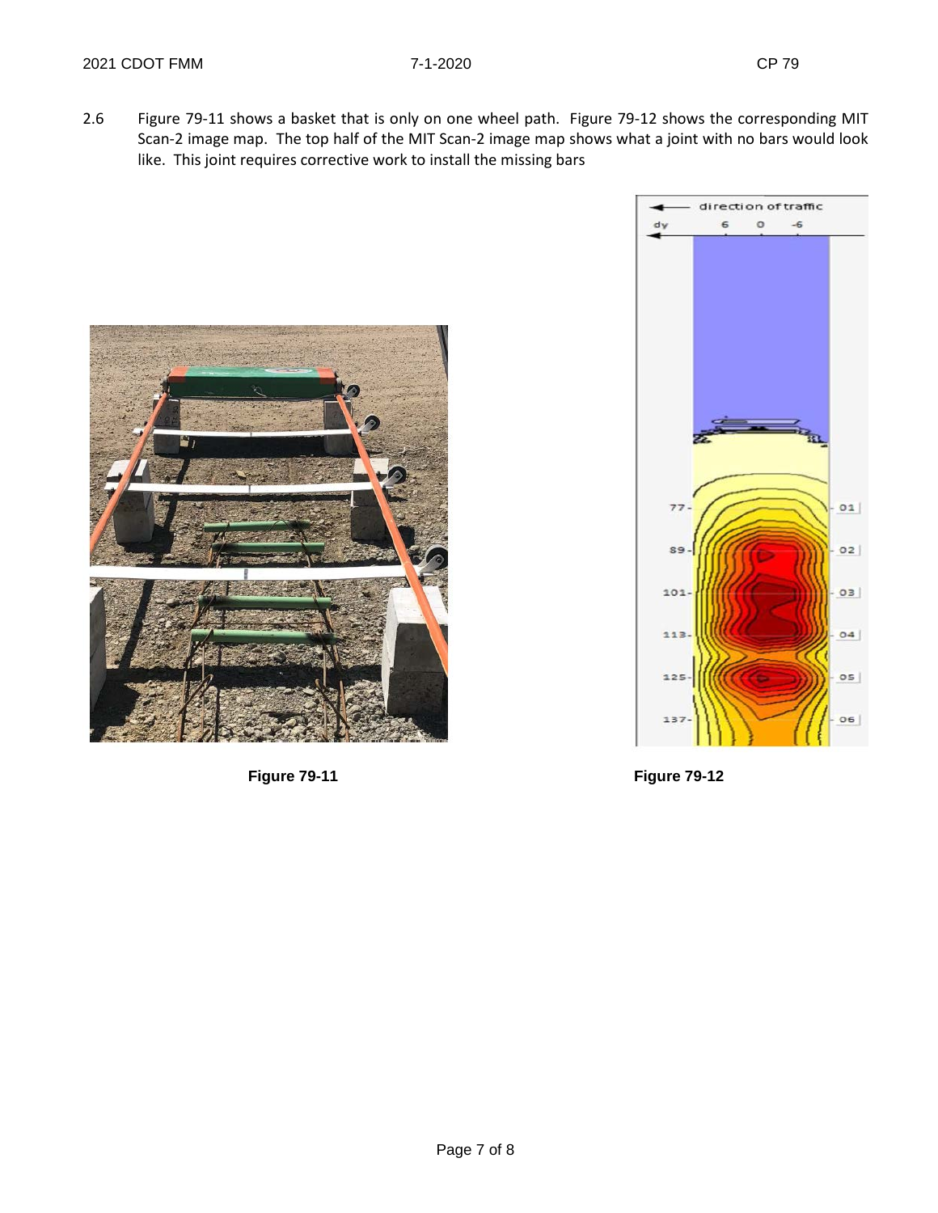2.6 Figure 79-11 shows a basket that is only on one wheel path. Figure 79-12 shows the corresponding MIT Scan-2 image map. The top half of the MIT Scan-2 image map shows what a joint with no bars would look like. This joint requires corrective work to install the missing bars

**Figure 79-11**

**Figure 79-12**